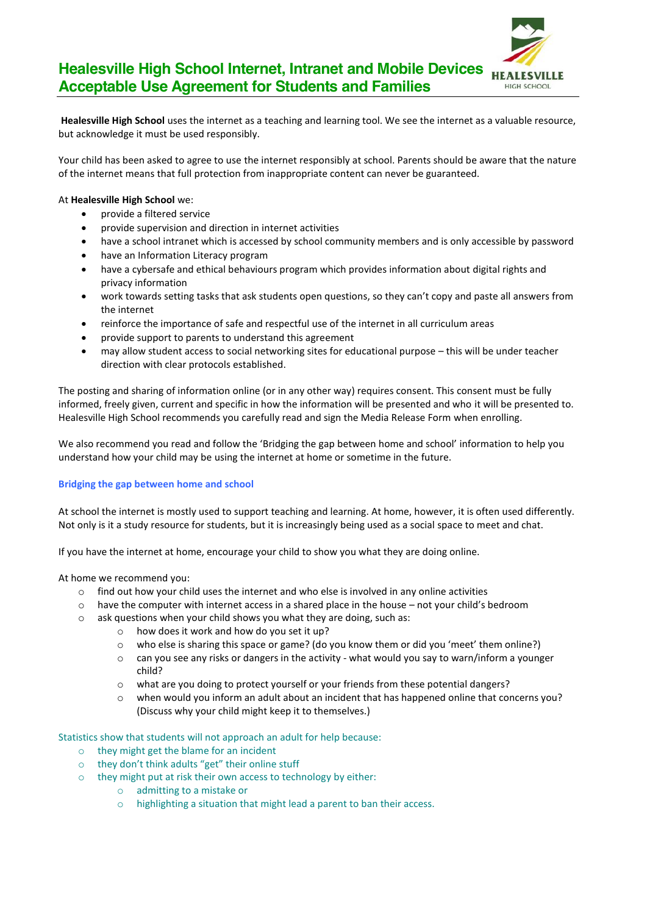# Healesville High School Internet, Intranet and Mobile Devices Acceptable Use Agreement for Students and Families

**Healesville High School** uses the internet as a teaching and learning tool. We see the internet as a valuable resource, but acknowledge it must be used responsibly.

Your child has been asked to agree to use the internet responsibly at school. Parents should be aware that the nature of the internet means that full protection from inappropriate content can never be guaranteed.

At **Healesville High School** we:

- provide a filtered service
- provide supervision and direction in internet activities
- have a school intranet which is accessed by school community members and is only accessible by password
- have an Information Literacy program
- have a cybersafe and ethical behaviours program which provides information about digital rights and privacy information
- work towards setting tasks that ask students open questions, so they can't copy and paste all answers from the internet
- reinforce the importance of safe and respectful use of the internet in all curriculum areas
- provide support to parents to understand this agreement
- may allow student access to social networking sites for educational purpose – this will be under teacher direction with clear protocols established.

The posting and sharing of information online (or in any other way) requires consent. This consent must be fully informed, freely given, current and specific in how the information will be presented and who it will be presented to. Healesville High School recommends you carefully read and sign the Media Release Form when enrolling.

We also recommend you read and follow the 'Bridging the gap between home and school' information to help you understand how your child may be using the internet at home or sometime in the future.

## Bridging the gap between home and school

At school the internet is mostly used to support teaching and learning. At home, however, it is often used differently. Not only is it a study resource for students, but it is increasingly being used as a social space to meet and chat.

If you have the internet at home, encourage your child to show you what they are doing online.

At home we recommend you:

- find out how your child uses the internet and who else is involved in any online activities
- have the computer with internet access in a shared place in the house – not your child's bedroom
- ask questions when your child shows you what they are doing, such as:
  - how does it work and how do you set it up?
  - who else is sharing this space or game? (do you know them or did you 'meet' them online?)
  - can you see any risks or dangers in the activity - what would you say to warn/inform a younger child?
  - what are you doing to protect yourself or your friends from these potential dangers?
  - when would you inform an adult about an incident that has happened online that concerns you? (Discuss why your child might keep it to themselves.)

Statistics show that students will not approach an adult for help because:

- they might get the blame for an incident
- they don't think adults "get" their online stuff
- they might put at risk their own access to technology by either:
  - admitting to a mistake or
  - highlighting a situation that might lead a parent to ban their access.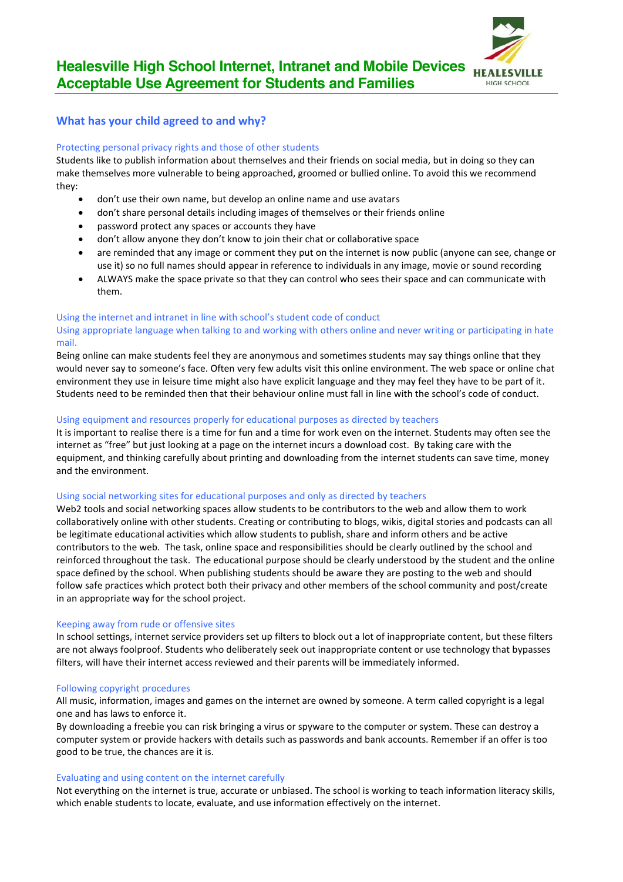# Healesville High School Internet, Intranet and Mobile Devices Acceptable Use Agreement for Students and Families

## What has your child agreed to and why?

### Protecting personal privacy rights and those of other students

Students like to publish information about themselves and their friends on social media, but in doing so they can make themselves more vulnerable to being approached, groomed or bullied online. To avoid this we recommend they:

- don't use their own name, but develop an online name and use avatars
- don't share personal details including images of themselves or their friends online
- password protect any spaces or accounts they have
- don't allow anyone they don't know to join their chat or collaborative space
- are reminded that any image or comment they put on the internet is now public (anyone can see, change or use it) so no full names should appear in reference to individuals in any image, movie or sound recording
- ALWAYS make the space private so that they can control who sees their space and can communicate with them.

### Using the internet and intranet in line with school's student code of conduct

### Using appropriate language when talking to and working with others online and never writing or participating in hate mail.

Being online can make students feel they are anonymous and sometimes students may say things online that they would never say to someone's face. Often very few adults visit this online environment. The web space or online chat environment they use in leisure time might also have explicit language and they may feel they have to be part of it. Students need to be reminded then that their behaviour online must fall in line with the school's code of conduct.

### Using equipment and resources properly for educational purposes as directed by teachers

It is important to realise there is a time for fun and a time for work even on the internet. Students may often see the internet as "free" but just looking at a page on the internet incurs a download cost. By taking care with the equipment, and thinking carefully about printing and downloading from the internet students can save time, money and the environment.

### Using social networking sites for educational purposes and only as directed by teachers

Web2 tools and social networking spaces allow students to be contributors to the web and allow them to work collaboratively online with other students. Creating or contributing to blogs, wikis, digital stories and podcasts can all be legitimate educational activities which allow students to publish, share and inform others and be active contributors to the web. The task, online space and responsibilities should be clearly outlined by the school and reinforced throughout the task. The educational purpose should be clearly understood by the student and the online space defined by the school. When publishing students should be aware they are posting to the web and should follow safe practices which protect both their privacy and other members of the school community and post/create in an appropriate way for the school project.

### Keeping away from rude or offensive sites

In school settings, internet service providers set up filters to block out a lot of inappropriate content, but these filters are not always foolproof. Students who deliberately seek out inappropriate content or use technology that bypasses filters, will have their internet access reviewed and their parents will be immediately informed.

### Following copyright procedures

All music, information, images and games on the internet are owned by someone. A term called copyright is a legal one and has laws to enforce it.

By downloading a freebie you can risk bringing a virus or spyware to the computer or system. These can destroy a computer system or provide hackers with details such as passwords and bank accounts. Remember if an offer is too good to be true, the chances are it is.

### Evaluating and using content on the internet carefully

Not everything on the internet is true, accurate or unbiased. The school is working to teach information literacy skills, which enable students to locate, evaluate, and use information effectively on the internet.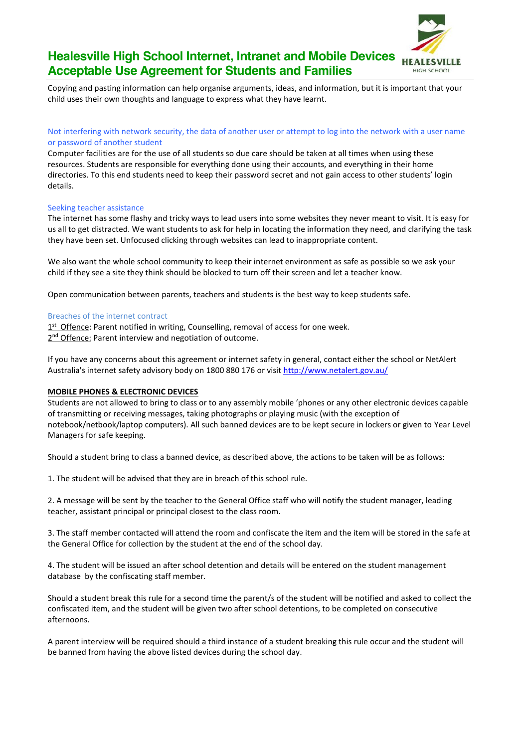Copying and pasting information can help organise arguments, ideas, and information, but it is important that your child uses their own thoughts and language to express what they have learnt.

### Not interfering with network security, the data of another user or attempt to log into the network with a user name or password of another student

Computer facilities are for the use of all students so due care should be taken at all times when using these resources. Students are responsible for everything done using their accounts, and everything in their home directories. To this end students need to keep their password secret and not gain access to other students' login details.

### Seeking teacher assistance

The internet has some flashy and tricky ways to lead users into some websites they never meant to visit. It is easy for us all to get distracted. We want students to ask for help in locating the information they need, and clarifying the task they have been set. Unfocused clicking through websites can lead to inappropriate content.

We also want the whole school community to keep their internet environment as safe as possible so we ask your child if they see a site they think should be blocked to turn off their screen and let a teacher know.

Open communication between parents, teachers and students is the best way to keep students safe.

### Breaches of the internet contract

1st Offence: Parent notified in writing, Counselling, removal of access for one week.
2nd Offence: Parent interview and negotiation of outcome.

If you have any concerns about this agreement or internet safety in general, contact either the school or NetAlert Australia's internet safety advisory body on 1800 880 176 or visit [http://www.netalert.gov.au/](http://www.netalert.gov.au/)

## MOBILE PHONES & ELECTRONIC DEVICES

Students are not allowed to bring to class or to any assembly mobile 'phones or any other electronic devices capable of transmitting or receiving messages, taking photographs or playing music (with the exception of notebook/netbook/laptop computers). All such banned devices are to be kept secure in lockers or given to Year Level Managers for safe keeping.

Should a student bring to class a banned device, as described above, the actions to be taken will be as follows:

1. The student will be advised that they are in breach of this school rule.

2. A message will be sent by the teacher to the General Office staff who will notify the student manager, leading teacher, assistant principal or principal closest to the class room.

3. The staff member contacted will attend the room and confiscate the item and the item will be stored in the safe at the General Office for collection by the student at the end of the school day.

4. The student will be issued an after school detention and details will be entered on the student management database by the confiscating staff member.

Should a student break this rule for a second time the parent/s of the student will be notified and asked to collect the confiscated item, and the student will be given two after school detentions, to be completed on consecutive afternoons.

A parent interview will be required should a third instance of a student breaking this rule occur and the student will be banned from having the above listed devices during the school day.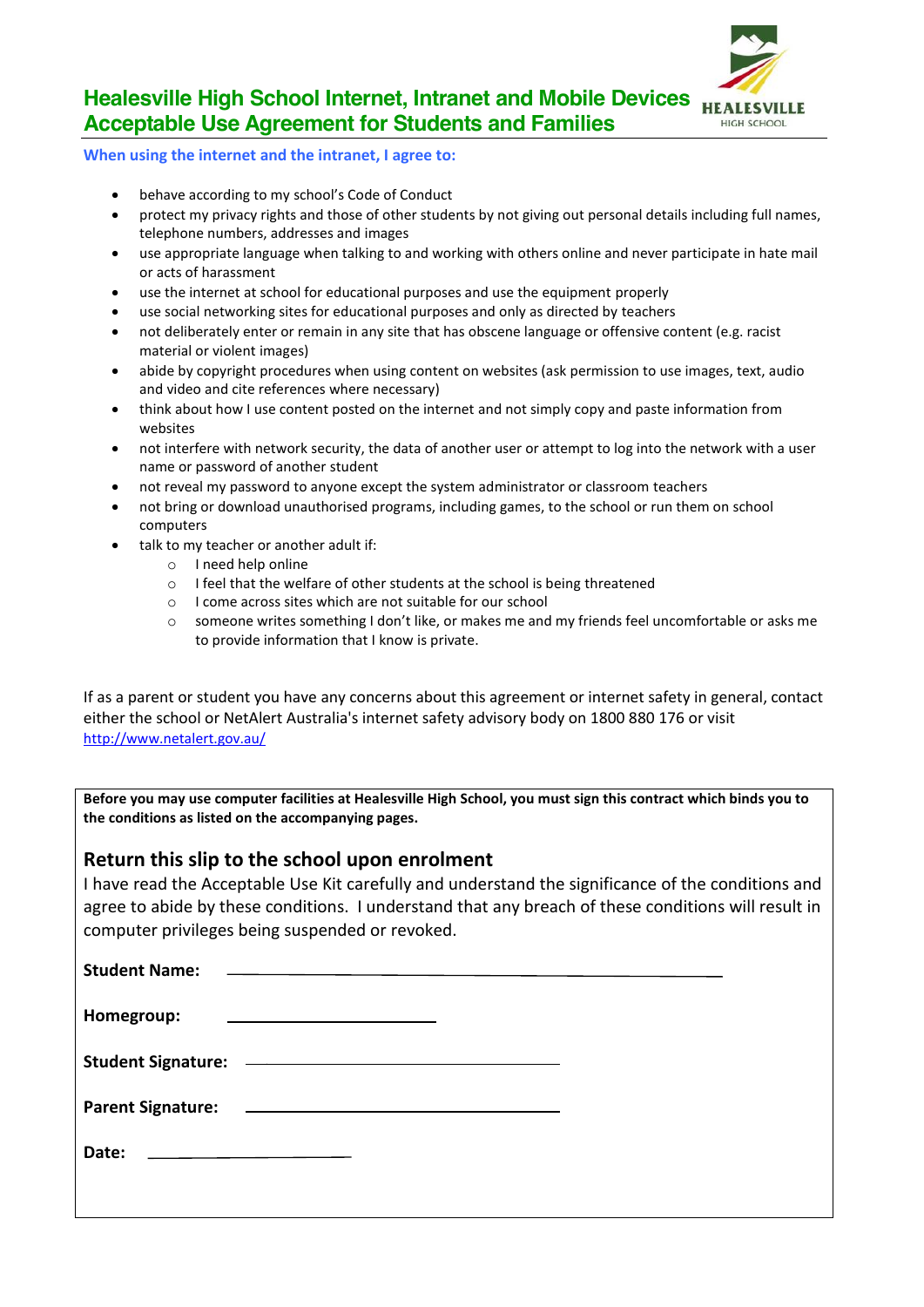# Healesville High School Internet, Intranet and Mobile Devices Acceptable Use Agreement for Students and Families

### When using the internet and the intranet, I agree to:

- behave according to my school's Code of Conduct
- protect my privacy rights and those of other students by not giving out personal details including full names, telephone numbers, addresses and images
- use appropriate language when talking to and working with others online and never participate in hate mail or acts of harassment
- use the internet at school for educational purposes and use the equipment properly
- use social networking sites for educational purposes and only as directed by teachers
- not deliberately enter or remain in any site that has obscene language or offensive content (e.g. racist material or violent images)
- abide by copyright procedures when using content on websites (ask permission to use images, text, audio and video and cite references where necessary)
- think about how I use content posted on the internet and not simply copy and paste information from websites
- not interfere with network security, the data of another user or attempt to log into the network with a user name or password of another student
- not reveal my password to anyone except the system administrator or classroom teachers
- not bring or download unauthorised programs, including games, to the school or run them on school computers
- talk to my teacher or another adult if:
  - I need help online
  - I feel that the welfare of other students at the school is being threatened
  - I come across sites which are not suitable for our school
  - someone writes something I don't like, or makes me and my friends feel uncomfortable or asks me to provide information that I know is private.

If as a parent or student you have any concerns about this agreement or internet safety in general, contact either the school or NetAlert Australia's internet safety advisory body on 1800 880 176 or visit http://www.netalert.gov.au/

**Before you may use computer facilities at Healesville High School, you must sign this contract which binds you to the conditions as listed on the accompanying pages.**

## Return this slip to the school upon enrolment

I have read the Acceptable Use Kit carefully and understand the significance of the conditions and agree to abide by these conditions. I understand that any breach of these conditions will result in computer privileges being suspended or revoked.

**Student Name:** ______________________________________________

**Homegroup:** ____________________

**Student Signature:** ______________________________

**Parent Signature:** ______________________________

**Date:** ____________________